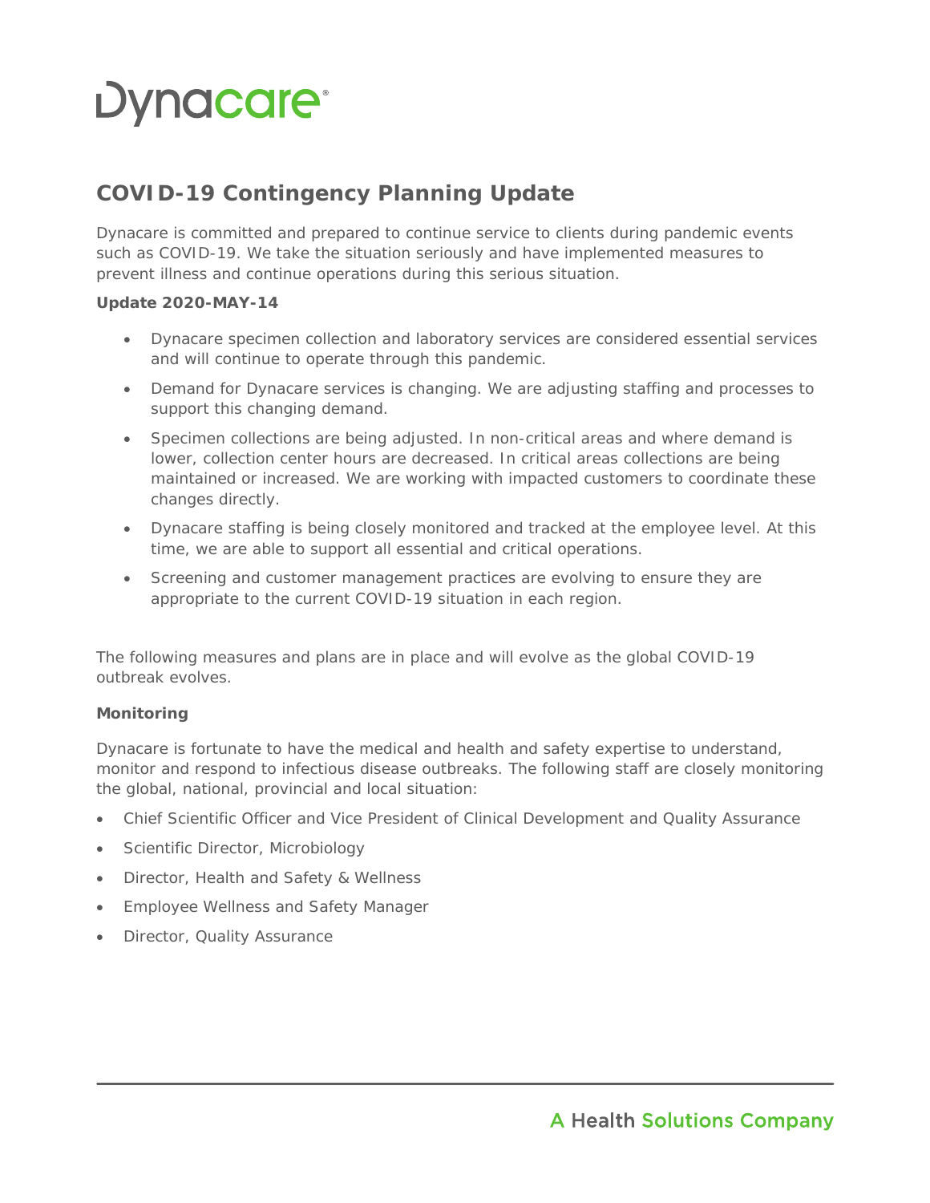# Dynacare

## COVID-19 Contingency Planning Update

Dynacare is committed and prepared to continue service to clients during pandemic events such as COVID-19. We take the situation seriously and have implemented measures to prevent illness and continue operations during this serious situation.

**Update 2020-MAY-14**

- Dynacare specimen collection and laboratory services are considered essential services and will continue to operate through this pandemic.
- Demand for Dynacare services is changing. We are adjusting staffing and processes to support this changing demand.
- Specimen collections are being adjusted. In non-critical areas and where demand is lower, collection center hours are decreased. In critical areas collections are being maintained or increased. We are working with impacted customers to coordinate these changes directly.
- Dynacare staffing is being closely monitored and tracked at the employee level. At this time, we are able to support all essential and critical operations.
- Screening and customer management practices are evolving to ensure they are appropriate to the current COVID-19 situation in each region.

The following measures and plans are in place and will evolve as the global COVID-19 outbreak evolves.

**Monitoring**

Dynacare is fortunate to have the medical and health and safety expertise to understand, monitor and respond to infectious disease outbreaks. The following staff are closely monitoring the global, national, provincial and local situation:

- Chief Scientific Officer and Vice President of Clinical Development and Quality Assurance
- Scientific Director, Microbiology
- Director, Health and Safety & Wellness
- Employee Wellness and Safety Manager
- Director, Quality Assurance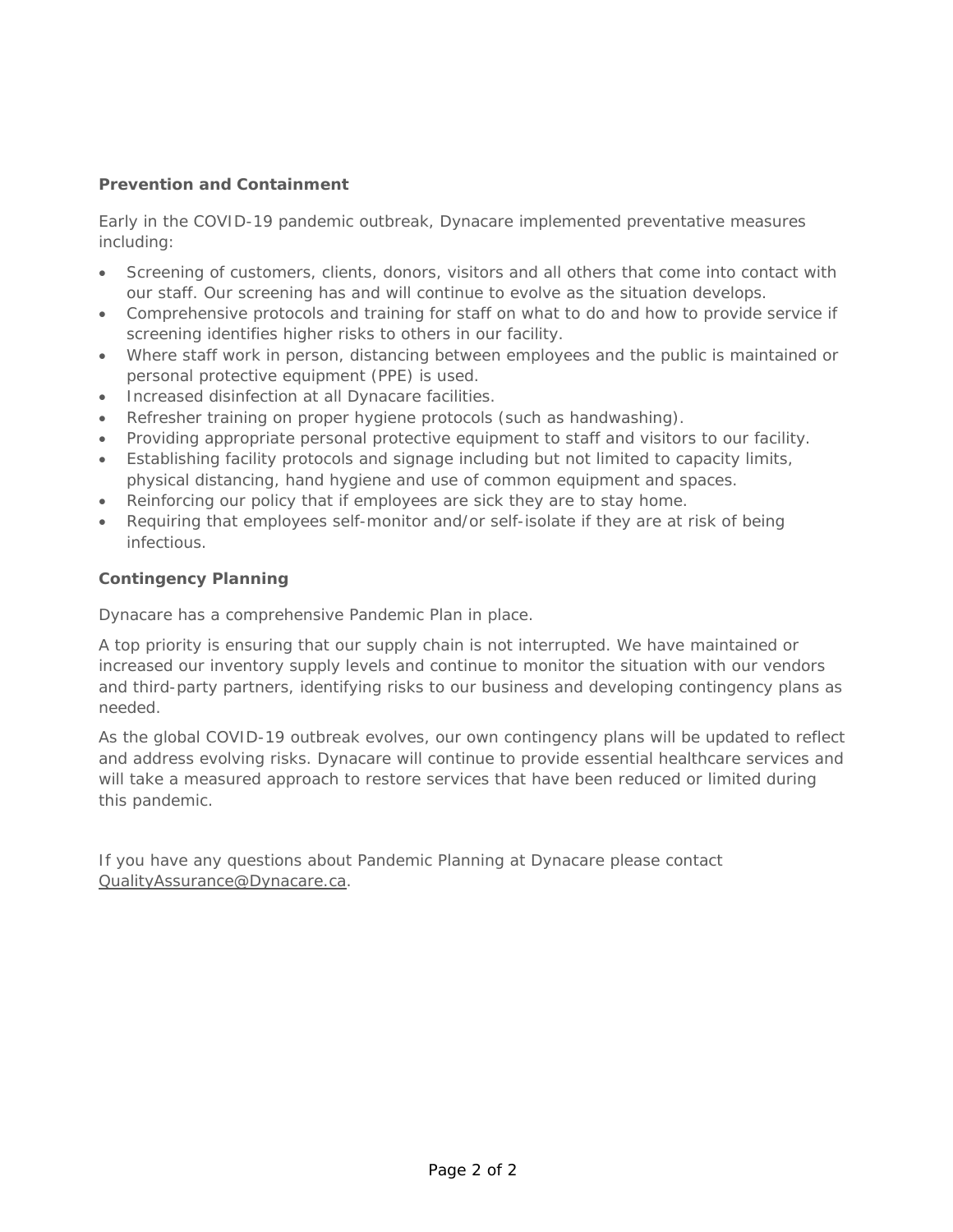**Prevention and Containment**

Early in the COVID-19 pandemic outbreak, Dynacare implemented preventative measures including:

- Screening of customers, clients, donors, visitors and all others that come into contact with our staff. Our screening has and will continue to evolve as the situation develops.
- Comprehensive protocols and training for staff on what to do and how to provide service if screening identifies higher risks to others in our facility.
- Where staff work in person, distancing between employees and the public is maintained or personal protective equipment (PPE) is used.
- Increased disinfection at all Dynacare facilities.
- Refresher training on proper hygiene protocols (such as handwashing).
- Providing appropriate personal protective equipment to staff and visitors to our facility.
- Establishing facility protocols and signage including but not limited to capacity limits, physical distancing, hand hygiene and use of common equipment and spaces.
- Reinforcing our policy that if employees are sick they are to stay home.
- Requiring that employees self-monitor and/or self-isolate if they are at risk of being infectious.

**Contingency Planning**

Dynacare has a comprehensive Pandemic Plan in place.

A top priority is ensuring that our supply chain is not interrupted. We have maintained or increased our inventory supply levels and continue to monitor the situation with our vendors and third-party partners, identifying risks to our business and developing contingency plans as needed.

As the global COVID-19 outbreak evolves, our own contingency plans will be updated to reflect and address evolving risks. Dynacare will continue to provide essential healthcare services and will take a measured approach to restore services that have been reduced or limited during this pandemic.

If you have any questions about Pandemic Planning at Dynacare please contact QualityAssurance@Dynacare.ca.